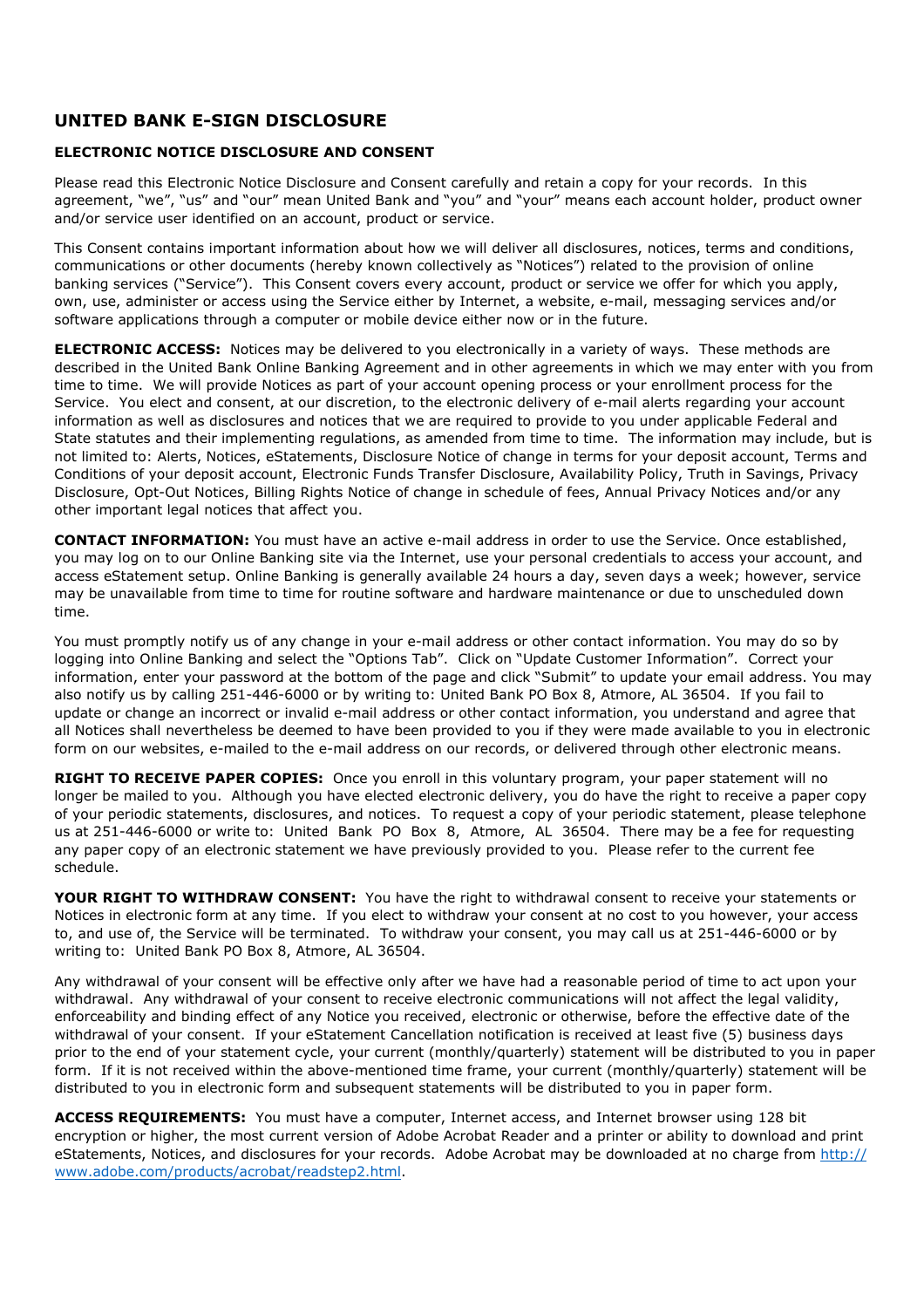## UNITED BANK E-SIGN DISCLOSURE

### ELECTRONIC NOTICE DISCLOSURE AND CONSENT

Please read this Electronic Notice Disclosure and Consent carefully and retain a copy for your records. In this agreement, "we", "us" and "our" mean United Bank and "you" and "your" means each account holder, product owner and/or service user identified on an account, product or service.

This Consent contains important information about how we will deliver all disclosures, notices, terms and conditions, communications or other documents (hereby known collectively as "Notices") related to the provision of online banking services ("Service"). This Consent covers every account, product or service we offer for which you apply, own, use, administer or access using the Service either by Internet, a website, e-mail, messaging services and/or software applications through a computer or mobile device either now or in the future.

**ELECTRONIC ACCESS:** Notices may be delivered to you electronically in a variety of ways. These methods are described in the United Bank Online Banking Agreement and in other agreements in which we may enter with you from time to time. We will provide Notices as part of your account opening process or your enrollment process for the Service. You elect and consent, at our discretion, to the electronic delivery of e-mail alerts regarding your account information as well as disclosures and notices that we are required to provide to you under applicable Federal and State statutes and their implementing regulations, as amended from time to time. The information may include, but is not limited to: Alerts, Notices, eStatements, Disclosure Notice of change in terms for your deposit account, Terms and Conditions of your deposit account, Electronic Funds Transfer Disclosure, Availability Policy, Truth in Savings, Privacy Disclosure, Opt-Out Notices, Billing Rights Notice of change in schedule of fees, Annual Privacy Notices and/or any other important legal notices that affect you.

**CONTACT INFORMATION:** You must have an active e-mail address in order to use the Service. Once established, you may log on to our Online Banking site via the Internet, use your personal credentials to access your account, and access eStatement setup. Online Banking is generally available 24 hours a day, seven days a week; however, service may be unavailable from time to time for routine software and hardware maintenance or due to unscheduled down time.

You must promptly notify us of any change in your e-mail address or other contact information. You may do so by logging into Online Banking and select the "Options Tab". Click on "Update Customer Information". Correct your information, enter your password at the bottom of the page and click "Submit" to update your email address. You may also notify us by calling 251-446-6000 or by writing to: United Bank PO Box 8, Atmore, AL 36504. If you fail to update or change an incorrect or invalid e-mail address or other contact information, you understand and agree that all Notices shall nevertheless be deemed to have been provided to you if they were made available to you in electronic form on our websites, e-mailed to the e-mail address on our records, or delivered through other electronic means.

**RIGHT TO RECEIVE PAPER COPIES:** Once you enroll in this voluntary program, your paper statement will no longer be mailed to you. Although you have elected electronic delivery, you do have the right to receive a paper copy of your periodic statements, disclosures, and notices. To request a copy of your periodic statement, please telephone us at 251-446-6000 or write to: United Bank PO Box 8, Atmore, AL 36504. There may be a fee for requesting any paper copy of an electronic statement we have previously provided to you. Please refer to the current fee schedule.

**YOUR RIGHT TO WITHDRAW CONSENT:** You have the right to withdrawal consent to receive your statements or Notices in electronic form at any time. If you elect to withdraw your consent at no cost to you however, your access to, and use of, the Service will be terminated. To withdraw your consent, you may call us at 251-446-6000 or by writing to: United Bank PO Box 8, Atmore, AL 36504.

Any withdrawal of your consent will be effective only after we have had a reasonable period of time to act upon your withdrawal. Any withdrawal of your consent to receive electronic communications will not affect the legal validity, enforceability and binding effect of any Notice you received, electronic or otherwise, before the effective date of the withdrawal of your consent. If your eStatement Cancellation notification is received at least five (5) business days prior to the end of your statement cycle, your current (monthly/quarterly) statement will be distributed to you in paper form. If it is not received within the above-mentioned time frame, your current (monthly/quarterly) statement will be distributed to you in electronic form and subsequent statements will be distributed to you in paper form.

**ACCESS REQUIREMENTS:** You must have a computer, Internet access, and Internet browser using 128 bit encryption or higher, the most current version of Adobe Acrobat Reader and a printer or ability to download and print eStatements, Notices, and disclosures for your records. Adobe Acrobat may be downloaded at no charge from [http://www.adobe.com/products/acrobat/readstep2.html](http://www.adobe.com/products/acrobat/readstep2.html).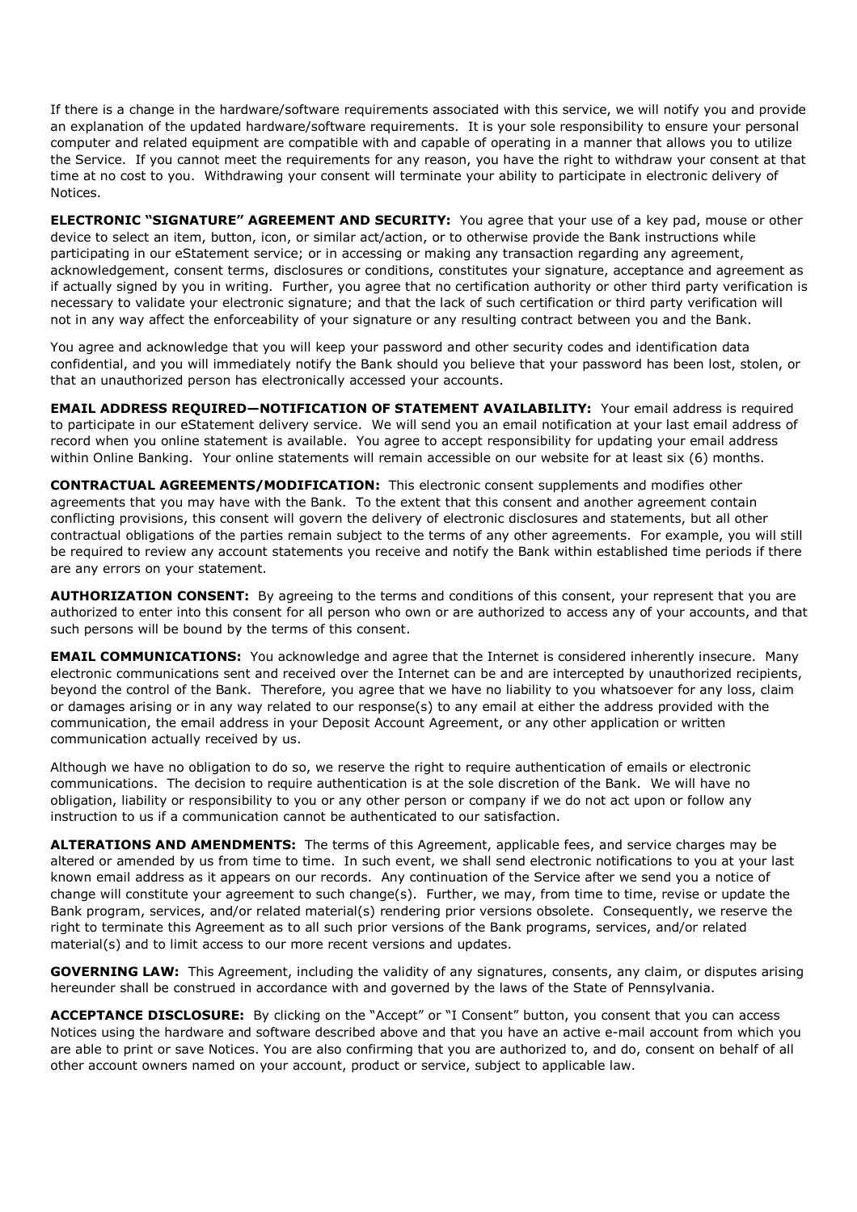If there is a change in the hardware/software requirements associated with this service, we will notify you and provide an explanation of the updated hardware/software requirements. It is your sole responsibility to ensure your personal computer and related equipment are compatible with and capable of operating in a manner that allows you to utilize the Service. If you cannot meet the requirements for any reason, you have the right to withdraw your consent at that time at no cost to you. Withdrawing your consent will terminate your ability to participate in electronic delivery of Notices.

**ELECTRONIC "SIGNATURE" AGREEMENT AND SECURITY:** You agree that your use of a key pad, mouse or other device to select an item, button, icon, or similar act/action, or to otherwise provide the Bank instructions while participating in our eStatement service; or in accessing or making any transaction regarding any agreement, acknowledgement, consent terms, disclosures or conditions, constitutes your signature, acceptance and agreement as if actually signed by you in writing. Further, you agree that no certification authority or other third party verification is necessary to validate your electronic signature; and that the lack of such certification or third party verification will not in any way affect the enforceability of your signature or any resulting contract between you and the Bank.

You agree and acknowledge that you will keep your password and other security codes and identification data confidential, and you will immediately notify the Bank should you believe that your password has been lost, stolen, or that an unauthorized person has electronically accessed your accounts.

**EMAIL ADDRESS REQUIRED—NOTIFICATION OF STATEMENT AVAILABILITY:** Your email address is required to participate in our eStatement delivery service. We will send you an email notification at your last email address of record when you online statement is available. You agree to accept responsibility for updating your email address within Online Banking. Your online statements will remain accessible on our website for at least six (6) months.

**CONTRACTUAL AGREEMENTS/MODIFICATION:** This electronic consent supplements and modifies other agreements that you may have with the Bank. To the extent that this consent and another agreement contain conflicting provisions, this consent will govern the delivery of electronic disclosures and statements, but all other contractual obligations of the parties remain subject to the terms of any other agreements. For example, you will still be required to review any account statements you receive and notify the Bank within established time periods if there are any errors on your statement.

**AUTHORIZATION CONSENT:** By agreeing to the terms and conditions of this consent, your represent that you are authorized to enter into this consent for all person who own or are authorized to access any of your accounts, and that such persons will be bound by the terms of this consent.

**EMAIL COMMUNICATIONS:** You acknowledge and agree that the Internet is considered inherently insecure. Many electronic communications sent and received over the Internet can be and are intercepted by unauthorized recipients, beyond the control of the Bank. Therefore, you agree that we have no liability to you whatsoever for any loss, claim or damages arising or in any way related to our response(s) to any email at either the address provided with the communication, the email address in your Deposit Account Agreement, or any other application or written communication actually received by us.

Although we have no obligation to do so, we reserve the right to require authentication of emails or electronic communications. The decision to require authentication is at the sole discretion of the Bank. We will have no obligation, liability or responsibility to you or any other person or company if we do not act upon or follow any instruction to us if a communication cannot be authenticated to our satisfaction.

**ALTERATIONS AND AMENDMENTS:** The terms of this Agreement, applicable fees, and service charges may be altered or amended by us from time to time. In such event, we shall send electronic notifications to you at your last known email address as it appears on our records. Any continuation of the Service after we send you a notice of change will constitute your agreement to such change(s). Further, we may, from time to time, revise or update the Bank program, services, and/or related material(s) rendering prior versions obsolete. Consequently, we reserve the right to terminate this Agreement as to all such prior versions of the Bank programs, services, and/or related material(s) and to limit access to our more recent versions and updates.

**GOVERNING LAW:** This Agreement, including the validity of any signatures, consents, any claim, or disputes arising hereunder shall be construed in accordance with and governed by the laws of the State of Pennsylvania.

**ACCEPTANCE DISCLOSURE:** By clicking on the "Accept" or "I Consent" button, you consent that you can access Notices using the hardware and software described above and that you have an active e-mail account from which you are able to print or save Notices. You are also confirming that you are authorized to, and do, consent on behalf of all other account owners named on your account, product or service, subject to applicable law.